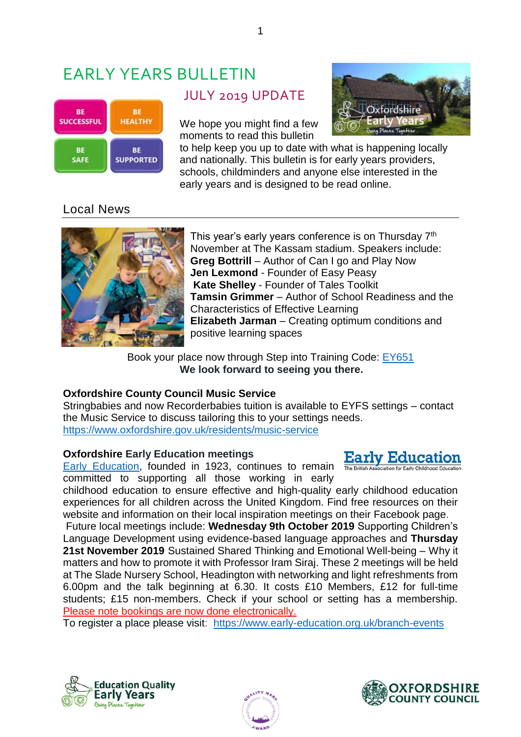# EARLY YEARS BULLETIN

## JULY 2019 UPDATE

We hope you might find a few moments to read this bulletin to help keep you up to date with what is happening locally and nationally. This bulletin is for early years providers, schools, childminders and anyone else interested in the early years and is designed to be read online.

## Local News

This year's early years conference is on Thursday 7th November at The Kassam stadium. Speakers include:
**Greg Bottrill** – Author of Can I go and Play Now
**Jen Lexmond** - Founder of Easy Peasy
**Kate Shelley** - Founder of Tales Toolkit
**Tamsin Grimmer** – Author of School Readiness and the Characteristics of Effective Learning
**Elizabeth Jarman** – Creating optimum conditions and positive learning spaces

Book your place now through Step into Training Code: EY651
**We look forward to seeing you there.**

### Oxfordshire County Council Music Service

Stringbabies and now Recorderbabies tuition is available to EYFS settings – contact the Music Service to discuss tailoring this to your settings needs.
https://www.oxfordshire.gov.uk/residents/music-service

### Oxfordshire Early Education meetings

Early Education, founded in 1923, continues to remain committed to supporting all those working in early childhood education to ensure effective and high-quality early childhood education experiences for all children across the United Kingdom. Find free resources on their website and information on their local inspiration meetings on their Facebook page.
Future local meetings include: **Wednesday 9th October 2019** Supporting Children's Language Development using evidence-based language approaches and **Thursday 21st November 2019** Sustained Shared Thinking and Emotional Well-being – Why it matters and how to promote it with Professor Iram Siraj. These 2 meetings will be held at The Slade Nursery School, Headington with networking and light refreshments from 6.00pm and the talk beginning at 6.30. It costs £10 Members, £12 for full-time students; £15 non-members. Check if your school or setting has a membership.
Please note bookings are now done electronically.
To register a place please visit: https://www.early-education.org.uk/branch-events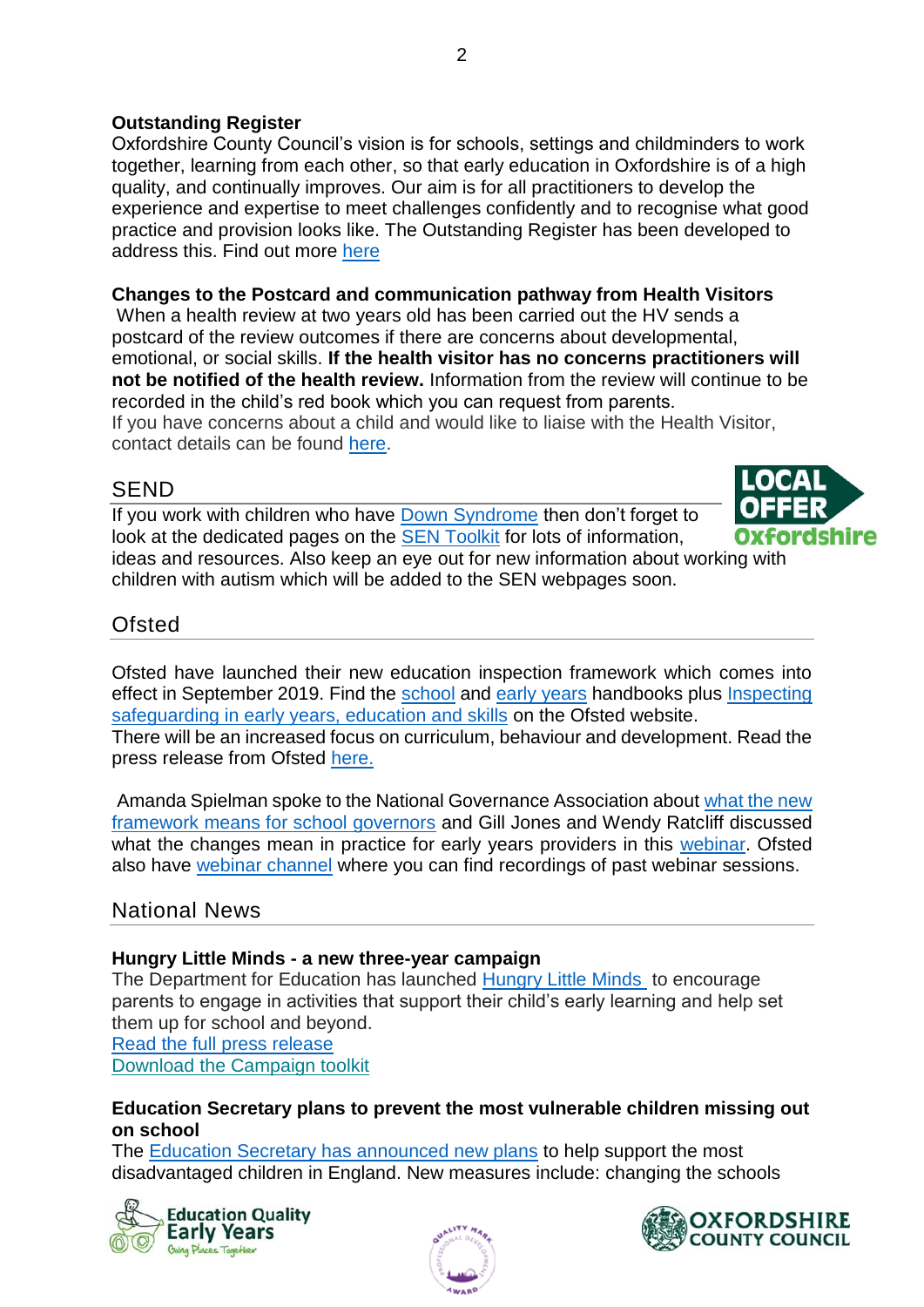**Outstanding Register**

Oxfordshire County Council's vision is for schools, settings and childminders to work together, learning from each other, so that early education in Oxfordshire is of a high quality, and continually improves. Our aim is for all practitioners to develop the experience and expertise to meet challenges confidently and to recognise what good practice and provision looks like. The Outstanding Register has been developed to address this. Find out more here

**Changes to the Postcard and communication pathway from Health Visitors**

When a health review at two years old has been carried out the HV sends a postcard of the review outcomes if there are concerns about developmental, emotional, or social skills. **If the health visitor has no concerns practitioners will not be notified of the health review.** Information from the review will continue to be recorded in the child's red book which you can request from parents.

If you have concerns about a child and would like to liaise with the Health Visitor, contact details can be found here.

## SEND

LOCAL OFFER Oxfordshire

If you work with children who have Down Syndrome then don't forget to look at the dedicated pages on the SEN Toolkit for lots of information, ideas and resources. Also keep an eye out for new information about working with children with autism which will be added to the SEN webpages soon.

## Ofsted

Ofsted have launched their new education inspection framework which comes into effect in September 2019. Find the school and early years handbooks plus Inspecting safeguarding in early years, education and skills on the Ofsted website.

There will be an increased focus on curriculum, behaviour and development. Read the press release from Ofsted here.

Amanda Spielman spoke to the National Governance Association about what the new framework means for school governors and Gill Jones and Wendy Ratcliff discussed what the changes mean in practice for early years providers in this webinar. Ofsted also have webinar channel where you can find recordings of past webinar sessions.

## National News

**Hungry Little Minds - a new three-year campaign**

The Department for Education has launched Hungry Little Minds to encourage parents to engage in activities that support their child's early learning and help set them up for school and beyond.

Read the full press release

Download the Campaign toolkit

**Education Secretary plans to prevent the most vulnerable children missing out on school**

The Education Secretary has announced new plans to help support the most disadvantaged children in England. New measures include: changing the schools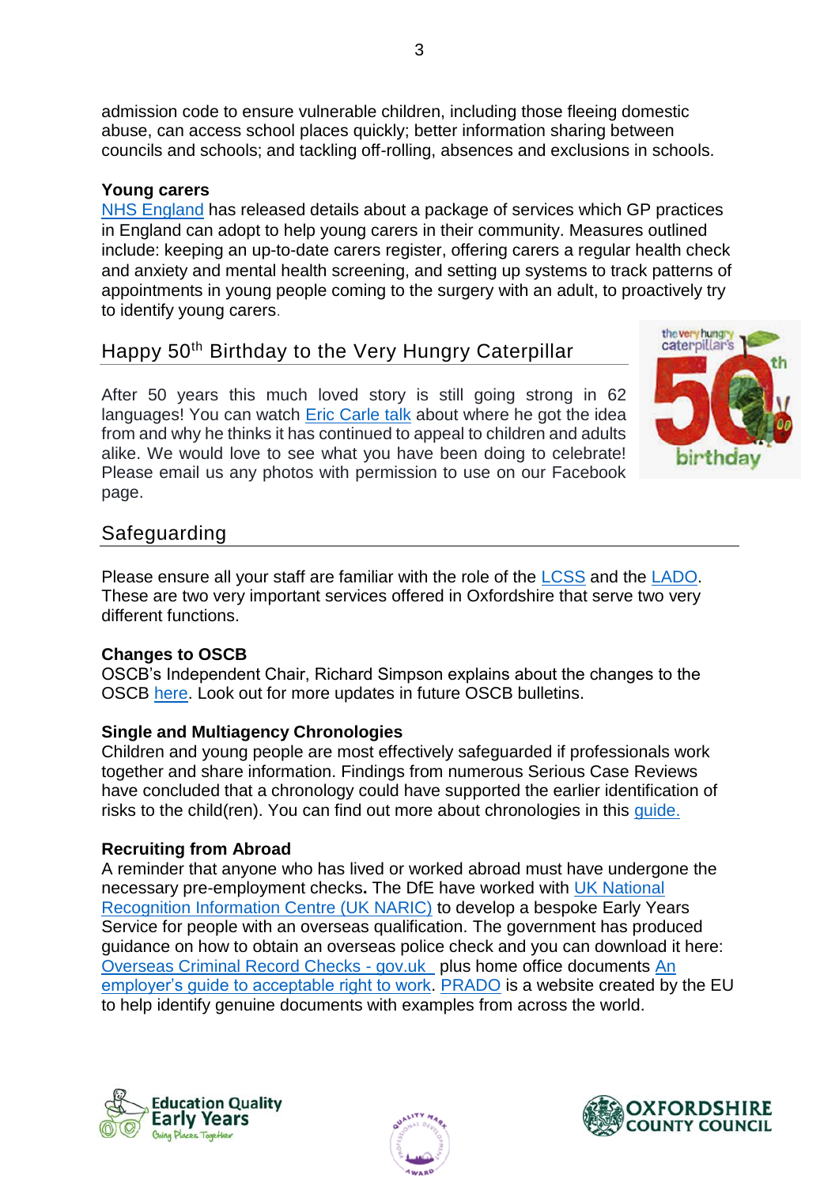admission code to ensure vulnerable children, including those fleeing domestic abuse, can access school places quickly; better information sharing between councils and schools; and tackling off-rolling, absences and exclusions in schools.

**Young carers**

NHS England has released details about a package of services which GP practices in England can adopt to help young carers in their community. Measures outlined include: keeping an up-to-date carers register, offering carers a regular health check and anxiety and mental health screening, and setting up systems to track patterns of appointments in young people coming to the surgery with an adult, to proactively try to identify young carers.

## Happy 50th Birthday to the Very Hungry Caterpillar

After 50 years this much loved story is still going strong in 62 languages! You can watch Eric Carle talk about where he got the idea from and why he thinks it has continued to appeal to children and adults alike. We would love to see what you have been doing to celebrate! Please email us any photos with permission to use on our Facebook page.

## Safeguarding

Please ensure all your staff are familiar with the role of the LCSS and the LADO. These are two very important services offered in Oxfordshire that serve two very different functions.

**Changes to OSCB**

OSCB's Independent Chair, Richard Simpson explains about the changes to the OSCB here. Look out for more updates in future OSCB bulletins.

**Single and Multiagency Chronologies**

Children and young people are most effectively safeguarded if professionals work together and share information. Findings from numerous Serious Case Reviews have concluded that a chronology could have supported the earlier identification of risks to the child(ren). You can find out more about chronologies in this guide.

**Recruiting from Abroad**

A reminder that anyone who has lived or worked abroad must have undergone the necessary pre-employment checks**.** The DfE have worked with UK National Recognition Information Centre (UK NARIC) to develop a bespoke Early Years Service for people with an overseas qualification. The government has produced guidance on how to obtain an overseas police check and you can download it here: Overseas Criminal Record Checks - gov.uk plus home office documents An employer's guide to acceptable right to work. PRADO is a website created by the EU to help identify genuine documents with examples from across the world.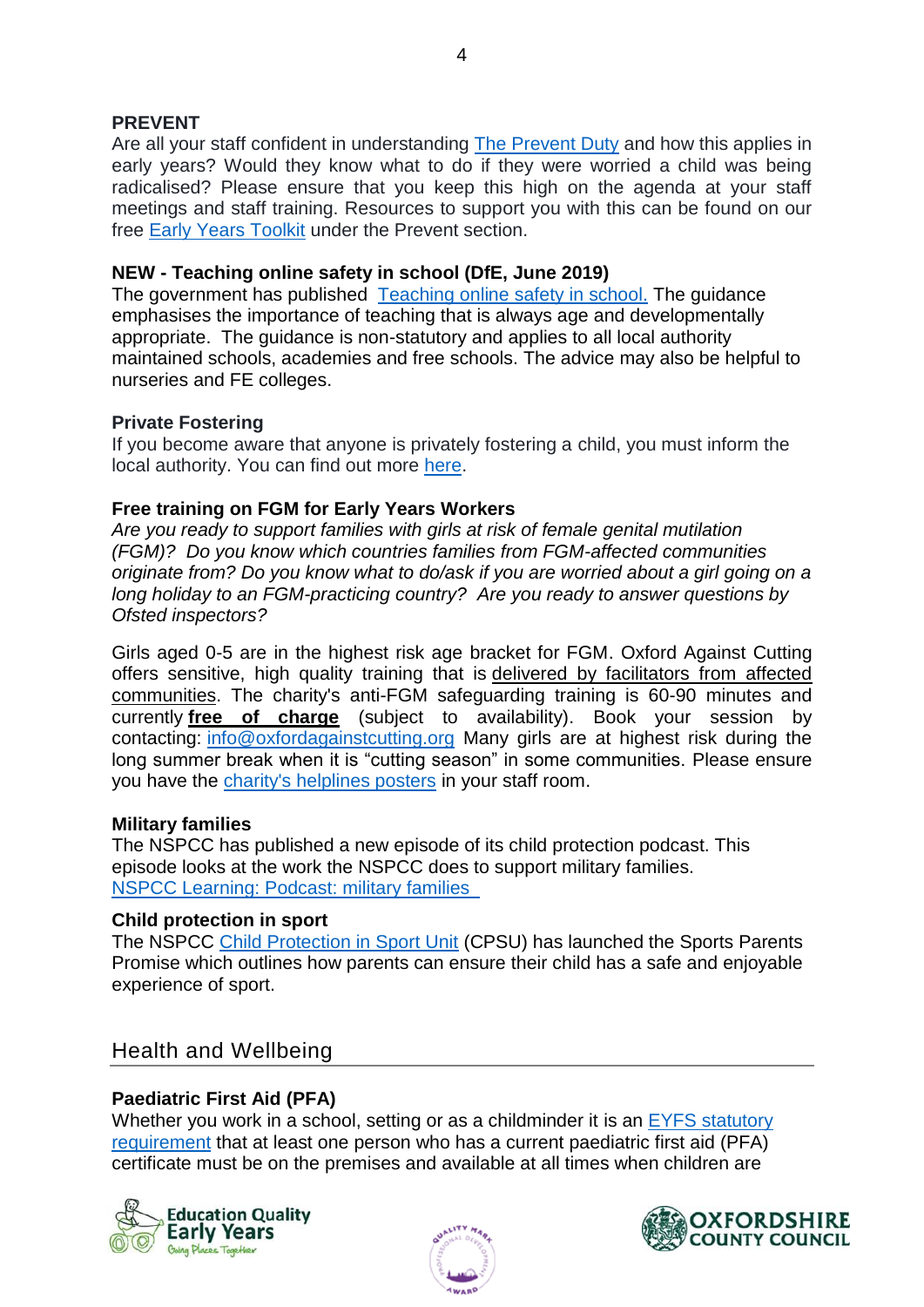**PREVENT**

Are all your staff confident in understanding The Prevent Duty and how this applies in early years? Would they know what to do if they were worried a child was being radicalised? Please ensure that you keep this high on the agenda at your staff meetings and staff training. Resources to support you with this can be found on our free Early Years Toolkit under the Prevent section.

**NEW - Teaching online safety in school (DfE, June 2019)**

The government has published Teaching online safety in school. The guidance emphasises the importance of teaching that is always age and developmentally appropriate. The guidance is non-statutory and applies to all local authority maintained schools, academies and free schools. The advice may also be helpful to nurseries and FE colleges.

**Private Fostering**

If you become aware that anyone is privately fostering a child, you must inform the local authority. You can find out more here.

**Free training on FGM for Early Years Workers**

*Are you ready to support families with girls at risk of female genital mutilation (FGM)? Do you know which countries families from FGM-affected communities originate from? Do you know what to do/ask if you are worried about a girl going on a long holiday to an FGM-practicing country? Are you ready to answer questions by Ofsted inspectors?*

Girls aged 0-5 are in the highest risk age bracket for FGM. Oxford Against Cutting offers sensitive, high quality training that is delivered by facilitators from affected communities. The charity's anti-FGM safeguarding training is 60-90 minutes and currently **free of charge** (subject to availability). Book your session by contacting: info@oxfordagainstcutting.org Many girls are at highest risk during the long summer break when it is "cutting season" in some communities. Please ensure you have the charity's helplines posters in your staff room.

**Military families**

The NSPCC has published a new episode of its child protection podcast. This episode looks at the work the NSPCC does to support military families.
NSPCC Learning: Podcast: military families

**Child protection in sport**

The NSPCC Child Protection in Sport Unit (CPSU) has launched the Sports Parents Promise which outlines how parents can ensure their child has a safe and enjoyable experience of sport.

## Health and Wellbeing

**Paediatric First Aid (PFA)**

Whether you work in a school, setting or as a childminder it is an EYFS statutory requirement that at least one person who has a current paediatric first aid (PFA) certificate must be on the premises and available at all times when children are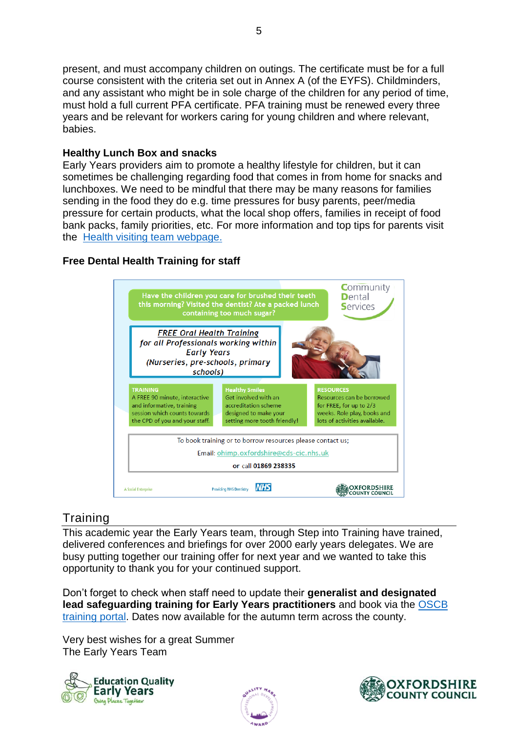present, and must accompany children on outings. The certificate must be for a full course consistent with the criteria set out in Annex A (of the EYFS). Childminders, and any assistant who might be in sole charge of the children for any period of time, must hold a full current PFA certificate. PFA training must be renewed every three years and be relevant for workers caring for young children and where relevant, babies.

**Healthy Lunch Box and snacks**

Early Years providers aim to promote a healthy lifestyle for children, but it can sometimes be challenging regarding food that comes in from home for snacks and lunchboxes. We need to be mindful that there may be many reasons for families sending in the food they do e.g. time pressures for busy parents, peer/media pressure for certain products, what the local shop offers, families in receipt of food bank packs, family priorities, etc. For more information and top tips for parents visit the [Health visiting team webpage.]()

**Free Dental Health Training for staff**

Have the children you care for brushed their teeth this morning? Visited the dentist? Ate a packed lunch containing too much sugar?

Community Dental Services

*FREE Oral Health Training for all Professionals working within Early Years (Nurseries, pre-schools, primary schools)*

TRAINING
A FREE 90 minute, interactive and informative, training session which counts towards the CPD of you and your staff.

Healthy Smiles
Get involved with an accreditation scheme designed to make your setting more tooth friendly!

RESOURCES
Resources can be borrowed for FREE, for up to 2/3 weeks. Role play, books and lots of activities available.

To book training or to borrow resources please contact us;
Email: ohimp.oxfordshire@cds-cic.nhs.uk
or call 01869 238335

A Social Enterprise — Providing NHS Dentistry — NHS — Oxfordshire County Council

## Training

This academic year the Early Years team, through Step into Training have trained, delivered conferences and briefings for over 2000 early years delegates. We are busy putting together our training offer for next year and we wanted to take this opportunity to thank you for your continued support.

Don't forget to check when staff need to update their **generalist and designated lead safeguarding training for Early Years practitioners** and book via the [OSCB training portal](). Dates now available for the autumn term across the county.

Very best wishes for a great Summer
The Early Years Team

Education Quality Early Years — Going Places Together
Quality Mark Professional Development Award
Oxfordshire County Council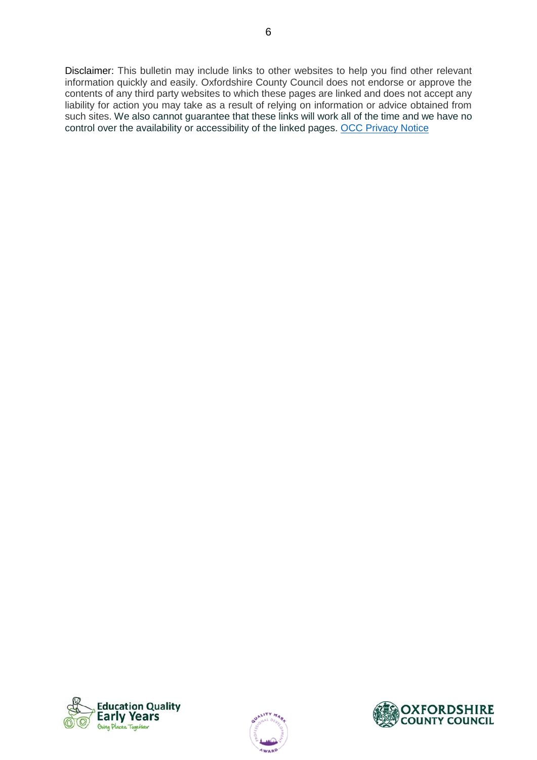Disclaimer: This bulletin may include links to other websites to help you find other relevant information quickly and easily. Oxfordshire County Council does not endorse or approve the contents of any third party websites to which these pages are linked and does not accept any liability for action you may take as a result of relying on information or advice obtained from such sites. We also cannot guarantee that these links will work all of the time and we have no control over the availability or accessibility of the linked pages. OCC Privacy Notice